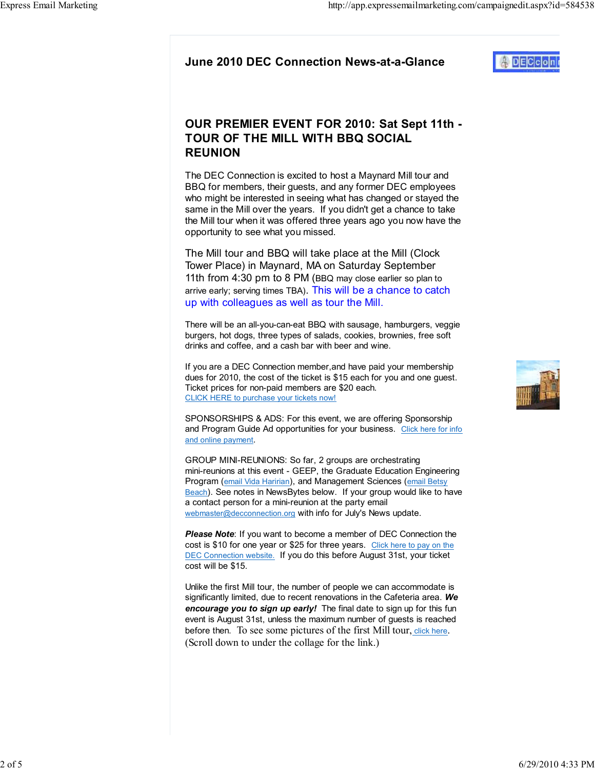# June 2010 DEC Connection News-at-a-Glance

## OUR PREMIER EVENT FOR 2010: Sat Sept 11th - TOUR OF THE MILL WITH BBQ SOCIAL REUNION

The DEC Connection is excited to host a Maynard Mill tour and BBQ for members, their guests, and any former DEC employees who might be interested in seeing what has changed or stayed the same in the Mill over the years. If you didn't get a chance to take the Mill tour when it was offered three years ago you now have the opportunity to see what you missed.

The Mill tour and BBQ will take place at the Mill (Clock Tower Place) in Maynard, MA on Saturday September 11th from 4:30 pm to 8 PM (BBQ may close earlier so plan to arrive early; serving times TBA). This will be a chance to catch up with colleagues as well as tour the Mill.

There will be an all-you-can-eat BBQ with sausage, hamburgers, veggie burgers, hot dogs, three types of salads, cookies, brownies, free soft drinks and coffee, and a cash bar with beer and wine.

If you are a DEC Connection member,and have paid your membership dues for 2010, the cost of the ticket is $15 each for you and one guest. Ticket prices for non-paid members are $20 each.
CLICK HERE to purchase your tickets now!

SPONSORSHIPS & ADS: For this event, we are offering Sponsorship and Program Guide Ad opportunities for your business. Click here for info and online payment.

GROUP MINI-REUNIONS: So far, 2 groups are orchestrating mini-reunions at this event - GEEP, the Graduate Education Engineering Program (email Vida Haririan), and Management Sciences (email Betsy Beach). See notes in NewsBytes below. If your group would like to have a contact person for a mini-reunion at the party email webmaster@decconnection.org with info for July's News update.

***Please Note***: If you want to become a member of DEC Connection the cost is $10 for one year or $25 for three years. Click here to pay on the DEC Connection website. If you do this before August 31st, your ticket cost will be $15.

Unlike the first Mill tour, the number of people we can accommodate is significantly limited, due to recent renovations in the Cafeteria area. ***We encourage you to sign up early!*** The final date to sign up for this fun event is August 31st, unless the maximum number of guests is reached before then. To see some pictures of the first Mill tour, click here. (Scroll down to under the collage for the link.)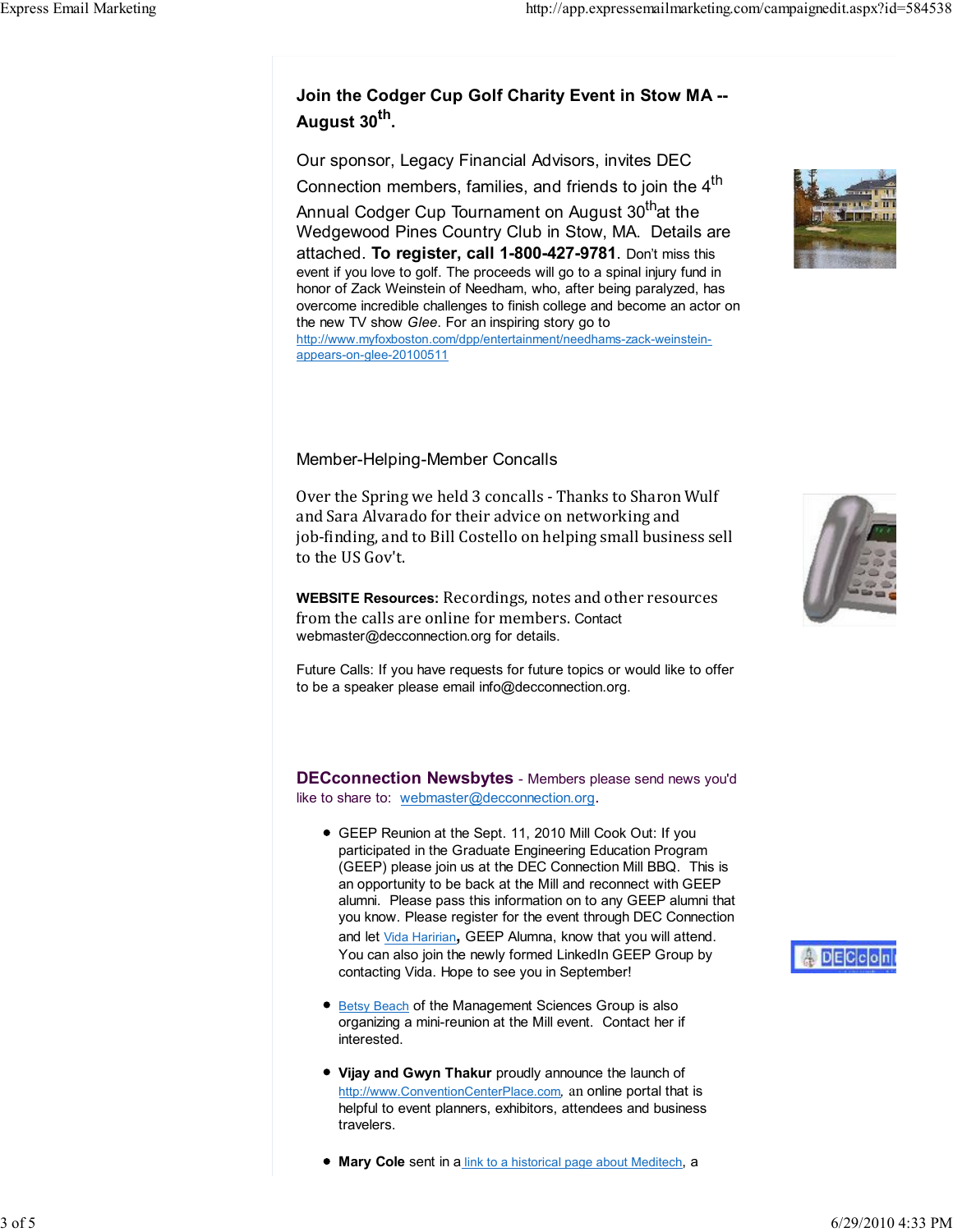**Join the Codger Cup Golf Charity Event in Stow MA -- August 30th.**

Our sponsor, Legacy Financial Advisors, invites DEC Connection members, families, and friends to join the 4th Annual Codger Cup Tournament on August 30th at the Wedgewood Pines Country Club in Stow, MA. Details are attached. **To register, call 1-800-427-9781**. Don't miss this event if you love to golf. The proceeds will go to a spinal injury fund in honor of Zack Weinstein of Needham, who, after being paralyzed, has overcome incredible challenges to finish college and become an actor on the new TV show *Glee*. For an inspiring story go to http://www.myfoxboston.com/dpp/entertainment/needhams-zack-weinstein-appears-on-glee-20100511

Member-Helping-Member Concalls

Over the Spring we held 3 concalls - Thanks to Sharon Wulf and Sara Alvarado for their advice on networking and job-finding, and to Bill Costello on helping small business sell to the US Gov't.

**WEBSITE Resources:** Recordings, notes and other resources from the calls are online for members. Contact webmaster@decconnection.org for details.

Future Calls: If you have requests for future topics or would like to offer to be a speaker please email info@decconnection.org.

**DECconnection Newsbytes** - Members please send news you'd like to share to: webmaster@decconnection.org.

- GEEP Reunion at the Sept. 11, 2010 Mill Cook Out: If you participated in the Graduate Engineering Education Program (GEEP) please join us at the DEC Connection Mill BBQ. This is an opportunity to be back at the Mill and reconnect with GEEP alumni. Please pass this information on to any GEEP alumni that you know. Please register for the event through DEC Connection and let Vida Haririan, GEEP Alumna, know that you will attend. You can also join the newly formed LinkedIn GEEP Group by contacting Vida. Hope to see you in September!
- Betsy Beach of the Management Sciences Group is also organizing a mini-reunion at the Mill event. Contact her if interested.
- **Vijay and Gwyn Thakur** proudly announce the launch of http://www.ConventionCenterPlace.com, an online portal that is helpful to event planners, exhibitors, attendees and business travelers.
- **Mary Cole** sent in a link to a historical page about Meditech, a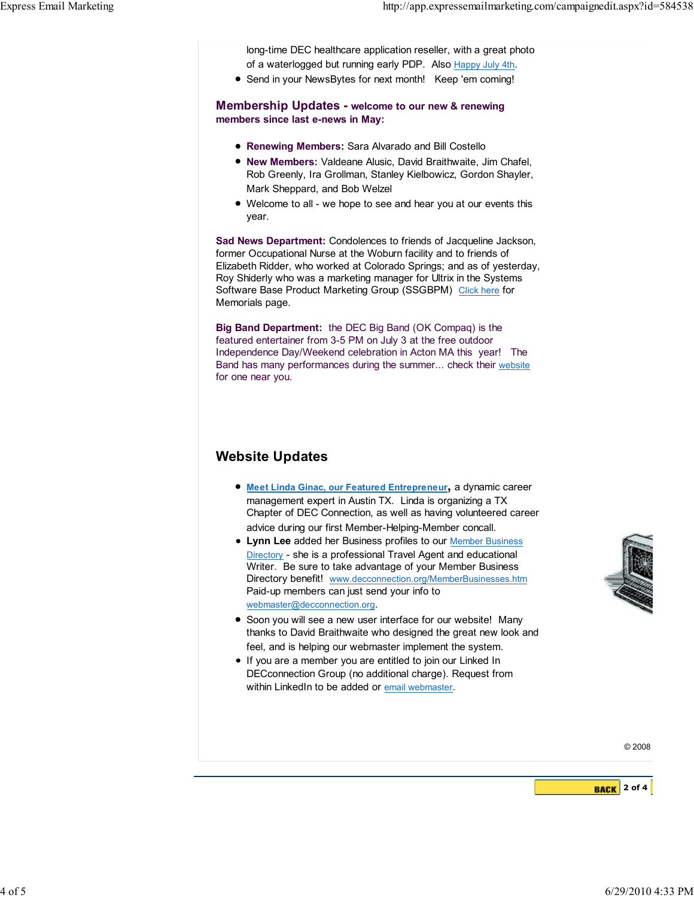long-time DEC healthcare application reseller, with a great photo of a waterlogged but running early PDP.  Also Happy July 4th.

- Send in your NewsBytes for next month!   Keep 'em coming!

## Membership Updates - welcome to our new & renewing members since last e-news in May:

- **Renewing Members:** Sara Alvarado and Bill Costello
- **New Members:** Valdeane Alusic, David Braithwaite, Jim Chafel, Rob Greenly, Ira Grollman, Stanley Kielbowicz, Gordon Shayler, Mark Sheppard, and Bob Welzel
- Welcome to all - we hope to see and hear you at our events this year.

**Sad News Department:** Condolences to friends of Jacqueline Jackson, former Occupational Nurse at the Woburn facility and to friends of Elizabeth Ridder, who worked at Colorado Springs; and as of yesterday, Roy Shiderly who was a marketing manager for Ultrix in the Systems Software Base Product Marketing Group (SSGBPM)  Click here for Memorials page.

**Big Band Department:**  the DEC Big Band (OK Compaq) is the featured entertainer from 3-5 PM on July 3 at the free outdoor Independence Day/Weekend celebration in Acton MA this  year!   The Band has many performances during the summer... check their website for one near you.

## Website Updates

- **Meet Linda Ginac, our Featured Entrepreneur,** a dynamic career management expert in Austin TX.  Linda is organizing a TX Chapter of DEC Connection, as well as having volunteered career advice during our first Member-Helping-Member concall.
- **Lynn Lee** added her Business profiles to our Member Business Directory - she is a professional Travel Agent and educational Writer.  Be sure to take advantage of your Member Business Directory benefit!  www.decconnection.org/MemberBusinesses.htm Paid-up members can just send your info to webmaster@decconnection.org.
- Soon you will see a new user interface for our website!  Many thanks to David Braithwaite who designed the great new look and feel, and is helping our webmaster implement the system.
- If you are a member you are entitled to join our Linked In DECconnection Group (no additional charge). Request from within LinkedIn to be added or email webmaster.

© 2008

BACK 2 of 4